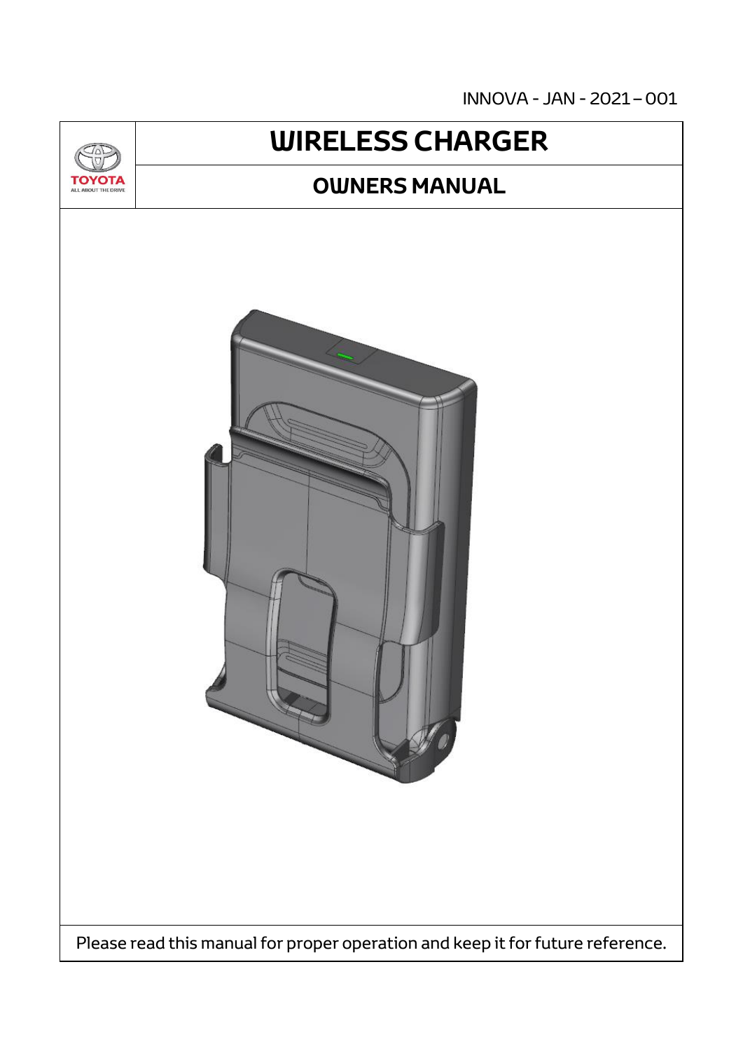INNOVA - JAN - 2021 – 001

TOYOTA
ALL ABOUT THE DRIVE

# WIRELESS CHARGER

## OWNERS MANUAL

Please read this manual for proper operation and keep it for future reference.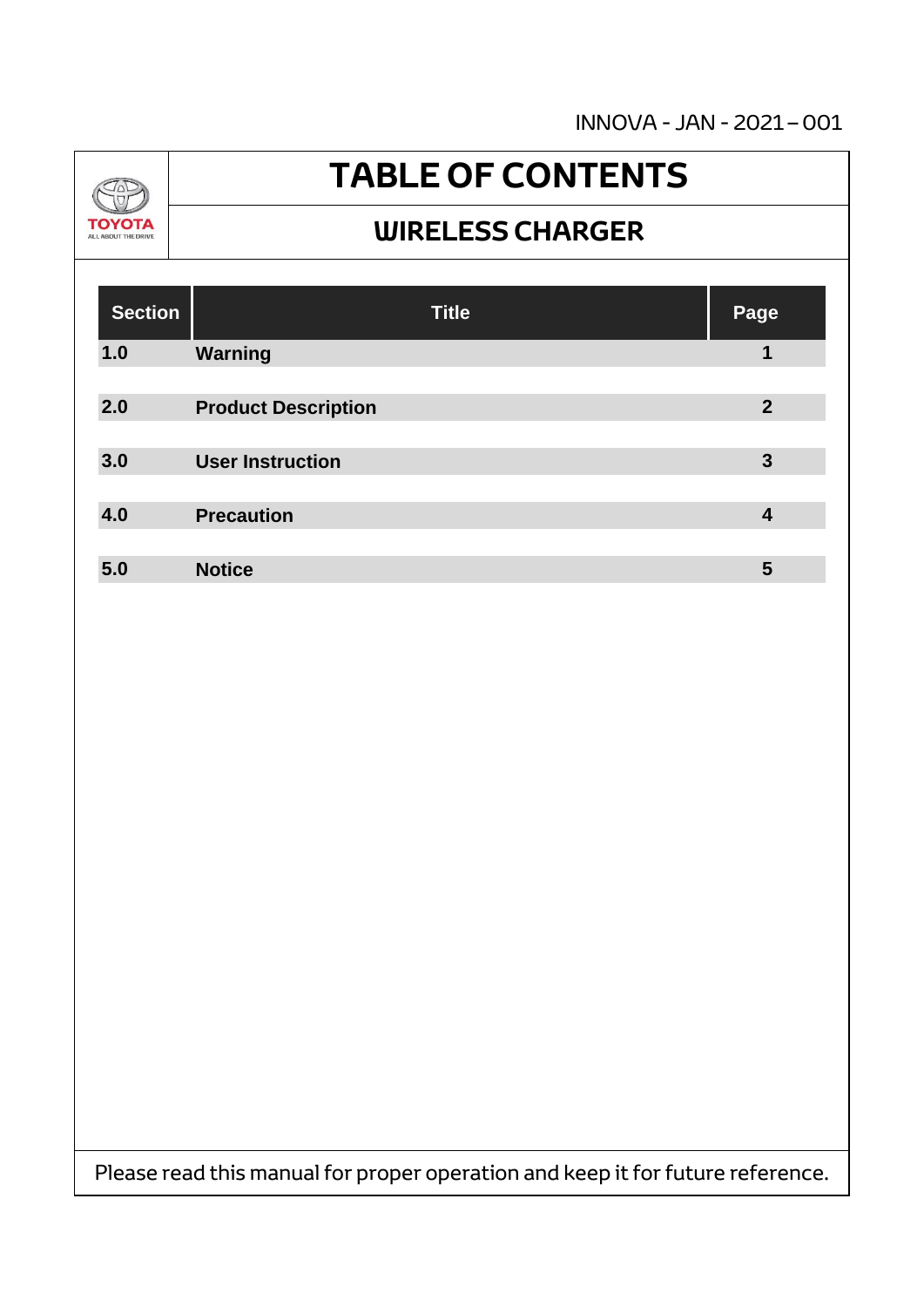INNOVA - JAN - 2021 – 001

TOYOTA
ALL ABOUT THE DRIVE

# TABLE OF CONTENTS

## WIRELESS CHARGER

| Section | Title | Page |
|---|---|---|
| 1.0 | Warning | 1 |
| 2.0 | Product Description | 2 |
| 3.0 | User Instruction | 3 |
| 4.0 | Precaution | 4 |
| 5.0 | Notice | 5 |

Please read this manual for proper operation and keep it for future reference.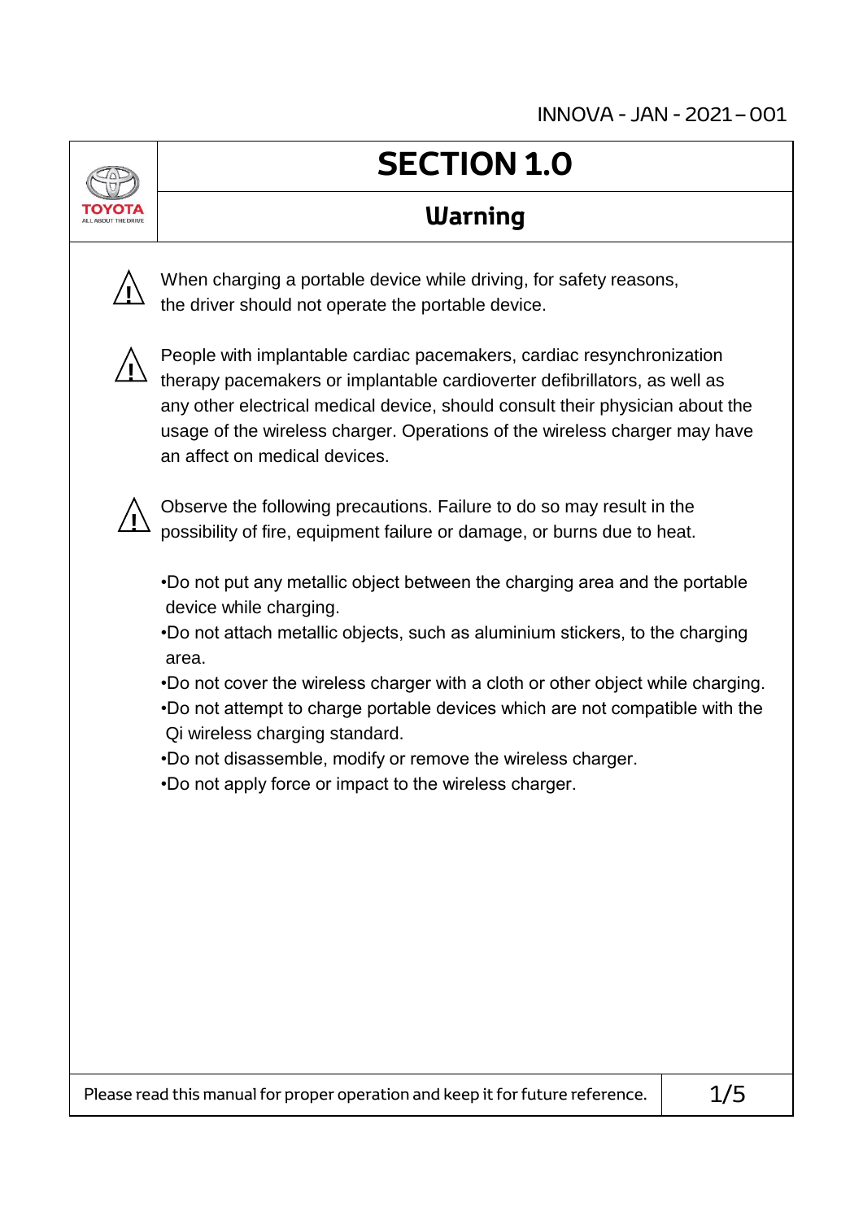# SECTION 1.0

## Warning

⚠ When charging a portable device while driving, for safety reasons, the driver should not operate the portable device.

⚠ People with implantable cardiac pacemakers, cardiac resynchronization therapy pacemakers or implantable cardioverter defibrillators, as well as any other electrical medical device, should consult their physician about the usage of the wireless charger. Operations of the wireless charger may have an affect on medical devices.

⚠ Observe the following precautions. Failure to do so may result in the possibility of fire, equipment failure or damage, or burns due to heat.

- Do not put any metallic object between the charging area and the portable device while charging.
- Do not attach metallic objects, such as aluminium stickers, to the charging area.
- Do not cover the wireless charger with a cloth or other object while charging.
- Do not attempt to charge portable devices which are not compatible with the Qi wireless charging standard.
- Do not disassemble, modify or remove the wireless charger.
- Do not apply force or impact to the wireless charger.

Please read this manual for proper operation and keep it for future reference.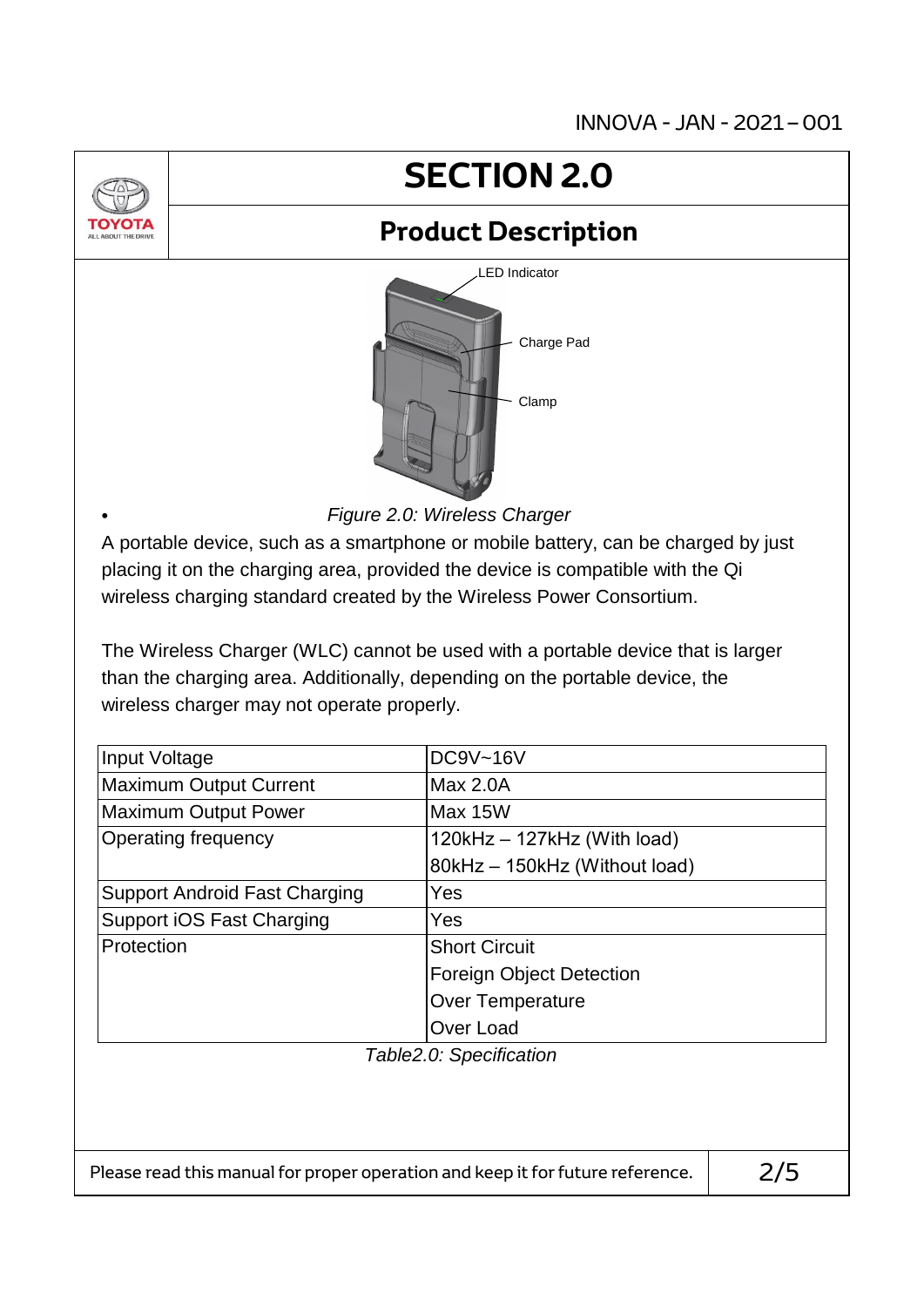# SECTION 2.0

## Product Description

LED Indicator

Charge Pad

Clamp

*Figure 2.0: Wireless Charger*

A portable device, such as a smartphone or mobile battery, can be charged by just placing it on the charging area, provided the device is compatible with the Qi wireless charging standard created by the Wireless Power Consortium.

The Wireless Charger (WLC) cannot be used with a portable device that is larger than the charging area. Additionally, depending on the portable device, the wireless charger may not operate properly.

| Input Voltage | DC9V~16V |
|---|---|
| Maximum Output Current | Max 2.0A |
| Maximum Output Power | Max 15W |
| Operating frequency | 120kHz – 127kHz (With load) |
| | 80kHz – 150kHz (Without load) |
| Support Android Fast Charging | Yes |
| Support iOS Fast Charging | Yes |
| Protection | Short Circuit |
| | Foreign Object Detection |
| | Over Temperature |
| | Over Load |

*Table2.0: Specification*

Please read this manual for proper operation and keep it for future reference.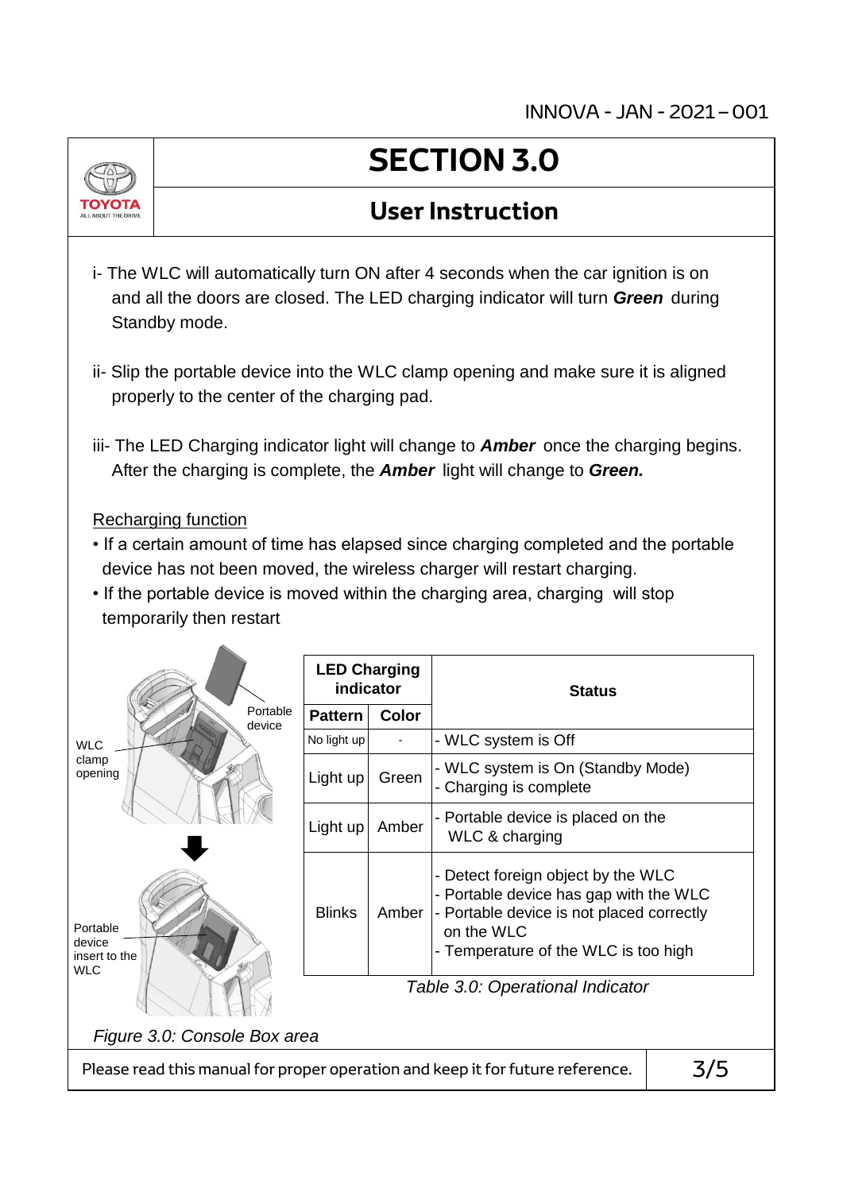# SECTION 3.0

## User Instruction

i- The WLC will automatically turn ON after 4 seconds when the car ignition is on and all the doors are closed. The LED charging indicator will turn ***Green*** during Standby mode.

ii- Slip the portable device into the WLC clamp opening and make sure it is aligned properly to the center of the charging pad.

iii- The LED Charging indicator light will change to ***Amber*** once the charging begins. After the charging is complete, the ***Amber*** light will change to ***Green.***

Recharging function

- If a certain amount of time has elapsed since charging completed and the portable device has not been moved, the wireless charger will restart charging.
- If the portable device is moved within the charging area, charging will stop temporarily then restart

Portable device

WLC clamp opening

Portable device insert to the WLC

*Figure 3.0: Console Box area*

| LED Charging indicator | | Status |
|---|---|---|
| **Pattern** | **Color** | |
| No light up | - | - WLC system is Off |
| Light up | Green | - WLC system is On (Standby Mode)<br>- Charging is complete |
| Light up | Amber | - Portable device is placed on the WLC & charging |
| Blinks | Amber | - Detect foreign object by the WLC<br>- Portable device has gap with the WLC<br>- Portable device is not placed correctly on the WLC<br>- Temperature of the WLC is too high |

*Table 3.0: Operational Indicator*

Please read this manual for proper operation and keep it for future reference.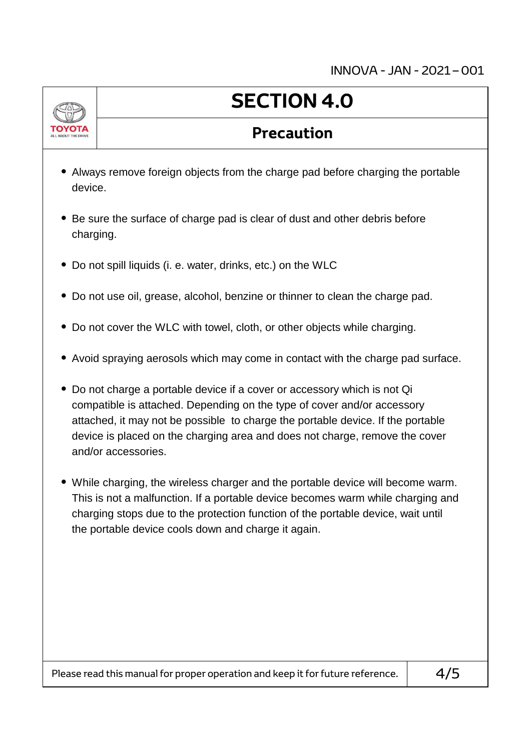# SECTION 4.0

## Precaution

- Always remove foreign objects from the charge pad before charging the portable device.
- Be sure the surface of charge pad is clear of dust and other debris before charging.
- Do not spill liquids (i. e. water, drinks, etc.) on the WLC
- Do not use oil, grease, alcohol, benzine or thinner to clean the charge pad.
- Do not cover the WLC with towel, cloth, or other objects while charging.
- Avoid spraying aerosols which may come in contact with the charge pad surface.
- Do not charge a portable device if a cover or accessory which is not Qi compatible is attached. Depending on the type of cover and/or accessory attached, it may not be possible to charge the portable device. If the portable device is placed on the charging area and does not charge, remove the cover and/or accessories.
- While charging, the wireless charger and the portable device will become warm. This is not a malfunction. If a portable device becomes warm while charging and charging stops due to the protection function of the portable device, wait until the portable device cools down and charge it again.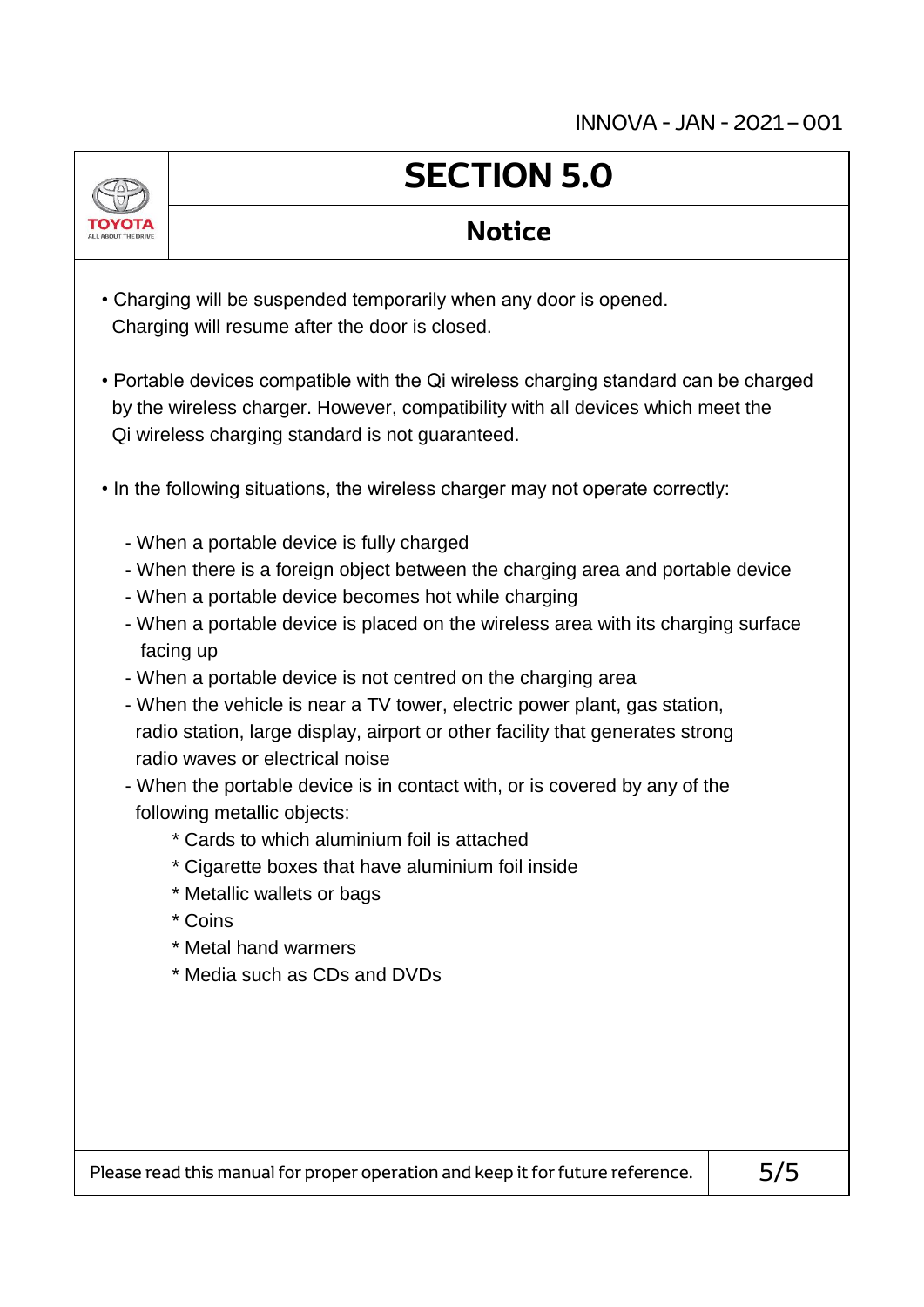# SECTION 5.0

## Notice

- Charging will be suspended temporarily when any door is opened. Charging will resume after the door is closed.

- Portable devices compatible with the Qi wireless charging standard can be charged by the wireless charger. However, compatibility with all devices which meet the Qi wireless charging standard is not guaranteed.

- In the following situations, the wireless charger may not operate correctly:

  - When a portable device is fully charged
  - When there is a foreign object between the charging area and portable device
  - When a portable device becomes hot while charging
  - When a portable device is placed on the wireless area with its charging surface facing up
  - When a portable device is not centred on the charging area
  - When the vehicle is near a TV tower, electric power plant, gas station, radio station, large display, airport or other facility that generates strong radio waves or electrical noise
  - When the portable device is in contact with, or is covered by any of the following metallic objects:
    - Cards to which aluminium foil is attached
    - Cigarette boxes that have aluminium foil inside
    - Metallic wallets or bags
    - Coins
    - Metal hand warmers
    - Media such as CDs and DVDs

Please read this manual for proper operation and keep it for future reference.